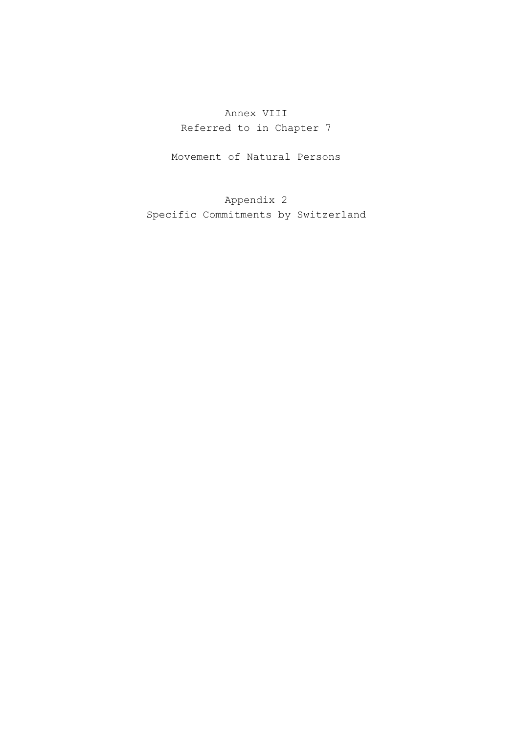# Annex VIII
Referred to in Chapter 7

## Movement of Natural Persons

## Appendix 2
Specific Commitments by Switzerland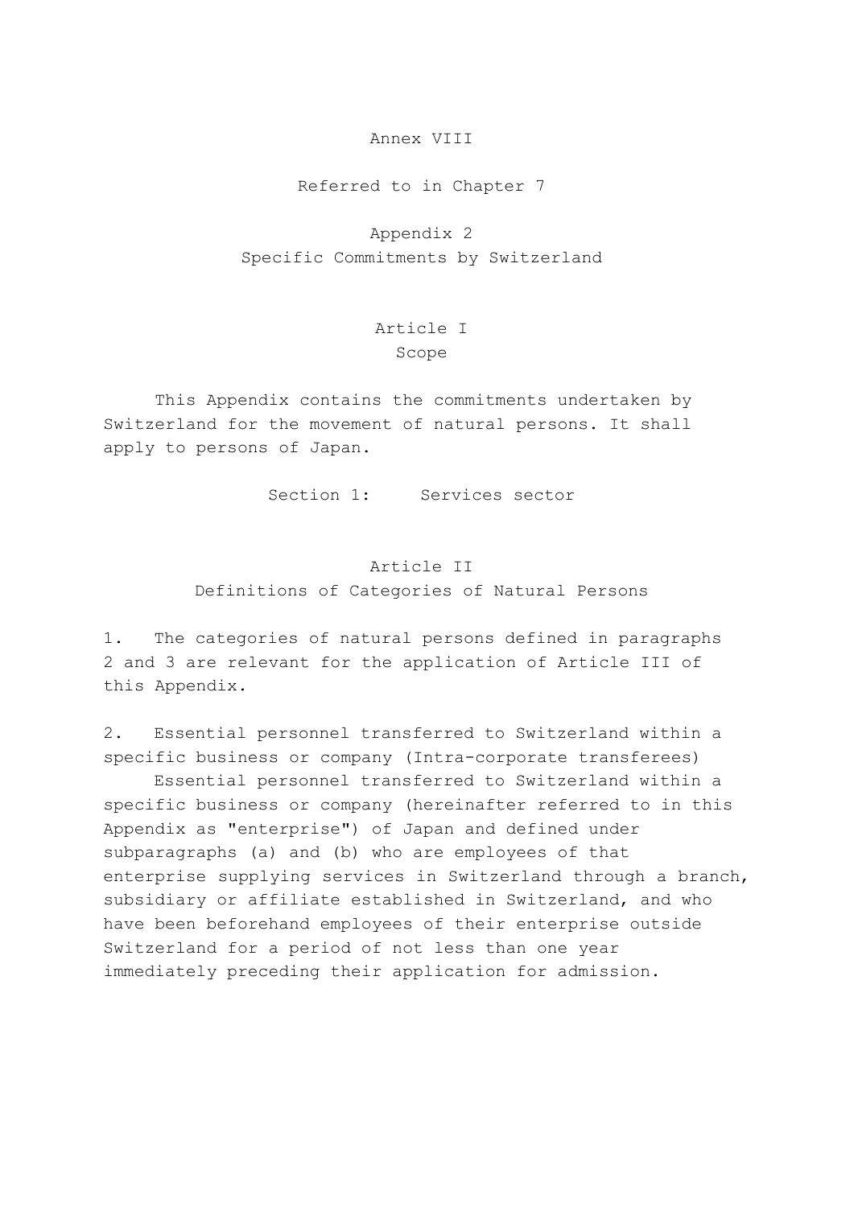Annex VIII

Referred to in Chapter 7

Appendix 2

Specific Commitments by Switzerland

## Article I
## Scope

This Appendix contains the commitments undertaken by Switzerland for the movement of natural persons. It shall apply to persons of Japan.

## Section 1: Services sector

## Article II
## Definitions of Categories of Natural Persons

1. The categories of natural persons defined in paragraphs 2 and 3 are relevant for the application of Article III of this Appendix.

2. Essential personnel transferred to Switzerland within a specific business or company (Intra-corporate transferees)

Essential personnel transferred to Switzerland within a specific business or company (hereinafter referred to in this Appendix as "enterprise") of Japan and defined under subparagraphs (a) and (b) who are employees of that enterprise supplying services in Switzerland through a branch, subsidiary or affiliate established in Switzerland, and who have been beforehand employees of their enterprise outside Switzerland for a period of not less than one year immediately preceding their application for admission.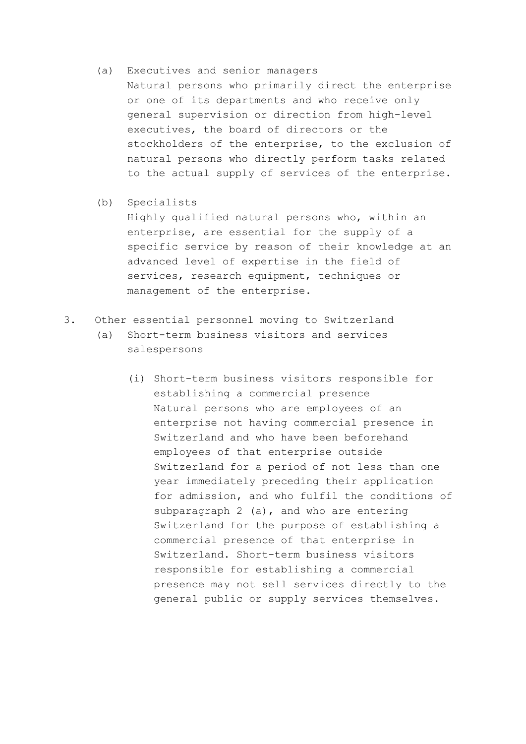(a) Executives and senior managers
Natural persons who primarily direct the enterprise or one of its departments and who receive only general supervision or direction from high-level executives, the board of directors or the stockholders of the enterprise, to the exclusion of natural persons who directly perform tasks related to the actual supply of services of the enterprise.

(b) Specialists
Highly qualified natural persons who, within an enterprise, are essential for the supply of a specific service by reason of their knowledge at an advanced level of expertise in the field of services, research equipment, techniques or management of the enterprise.

3. Other essential personnel moving to Switzerland

(a) Short-term business visitors and services salespersons

(i) Short-term business visitors responsible for establishing a commercial presence
Natural persons who are employees of an enterprise not having commercial presence in Switzerland and who have been beforehand employees of that enterprise outside Switzerland for a period of not less than one year immediately preceding their application for admission, and who fulfil the conditions of subparagraph 2 (a), and who are entering Switzerland for the purpose of establishing a commercial presence of that enterprise in Switzerland. Short-term business visitors responsible for establishing a commercial presence may not sell services directly to the general public or supply services themselves.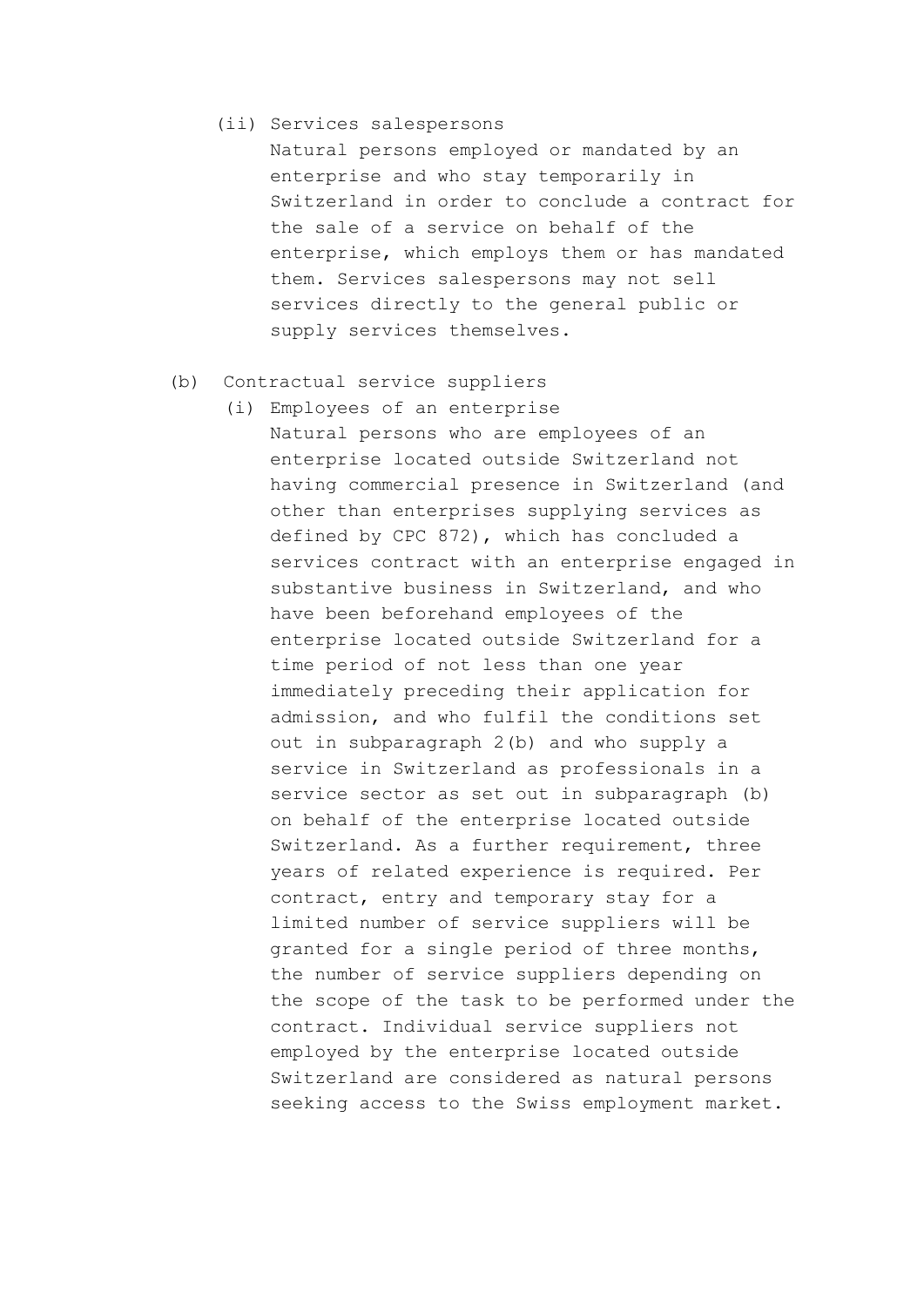(ii) Services salespersons

Natural persons employed or mandated by an enterprise and who stay temporarily in Switzerland in order to conclude a contract for the sale of a service on behalf of the enterprise, which employs them or has mandated them. Services salespersons may not sell services directly to the general public or supply services themselves.

(b) Contractual service suppliers

(i) Employees of an enterprise

Natural persons who are employees of an enterprise located outside Switzerland not having commercial presence in Switzerland (and other than enterprises supplying services as defined by CPC 872), which has concluded a services contract with an enterprise engaged in substantive business in Switzerland, and who have been beforehand employees of the enterprise located outside Switzerland for a time period of not less than one year immediately preceding their application for admission, and who fulfil the conditions set out in subparagraph 2(b) and who supply a service in Switzerland as professionals in a service sector as set out in subparagraph (b) on behalf of the enterprise located outside Switzerland. As a further requirement, three years of related experience is required. Per contract, entry and temporary stay for a limited number of service suppliers will be granted for a single period of three months, the number of service suppliers depending on the scope of the task to be performed under the contract. Individual service suppliers not employed by the enterprise located outside Switzerland are considered as natural persons seeking access to the Swiss employment market.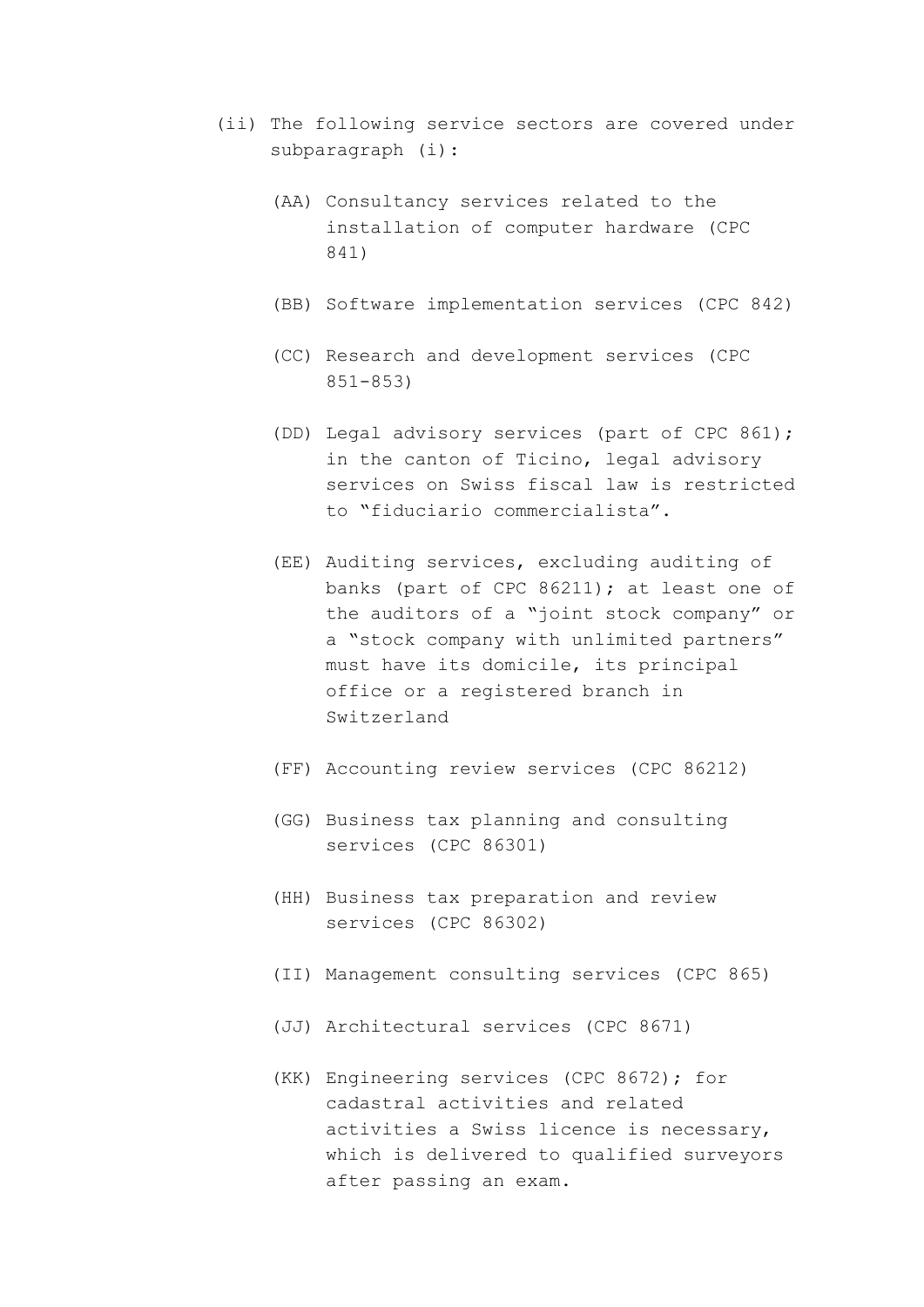(ii) The following service sectors are covered under subparagraph (i):

(AA) Consultancy services related to the installation of computer hardware (CPC 841)

(BB) Software implementation services (CPC 842)

(CC) Research and development services (CPC 851-853)

(DD) Legal advisory services (part of CPC 861); in the canton of Ticino, legal advisory services on Swiss fiscal law is restricted to "fiduciario commercialista".

(EE) Auditing services, excluding auditing of banks (part of CPC 86211); at least one of the auditors of a "joint stock company" or a "stock company with unlimited partners" must have its domicile, its principal office or a registered branch in Switzerland

(FF) Accounting review services (CPC 86212)

(GG) Business tax planning and consulting services (CPC 86301)

(HH) Business tax preparation and review services (CPC 86302)

(II) Management consulting services (CPC 865)

(JJ) Architectural services (CPC 8671)

(KK) Engineering services (CPC 8672); for cadastral activities and related activities a Swiss licence is necessary, which is delivered to qualified surveyors after passing an exam.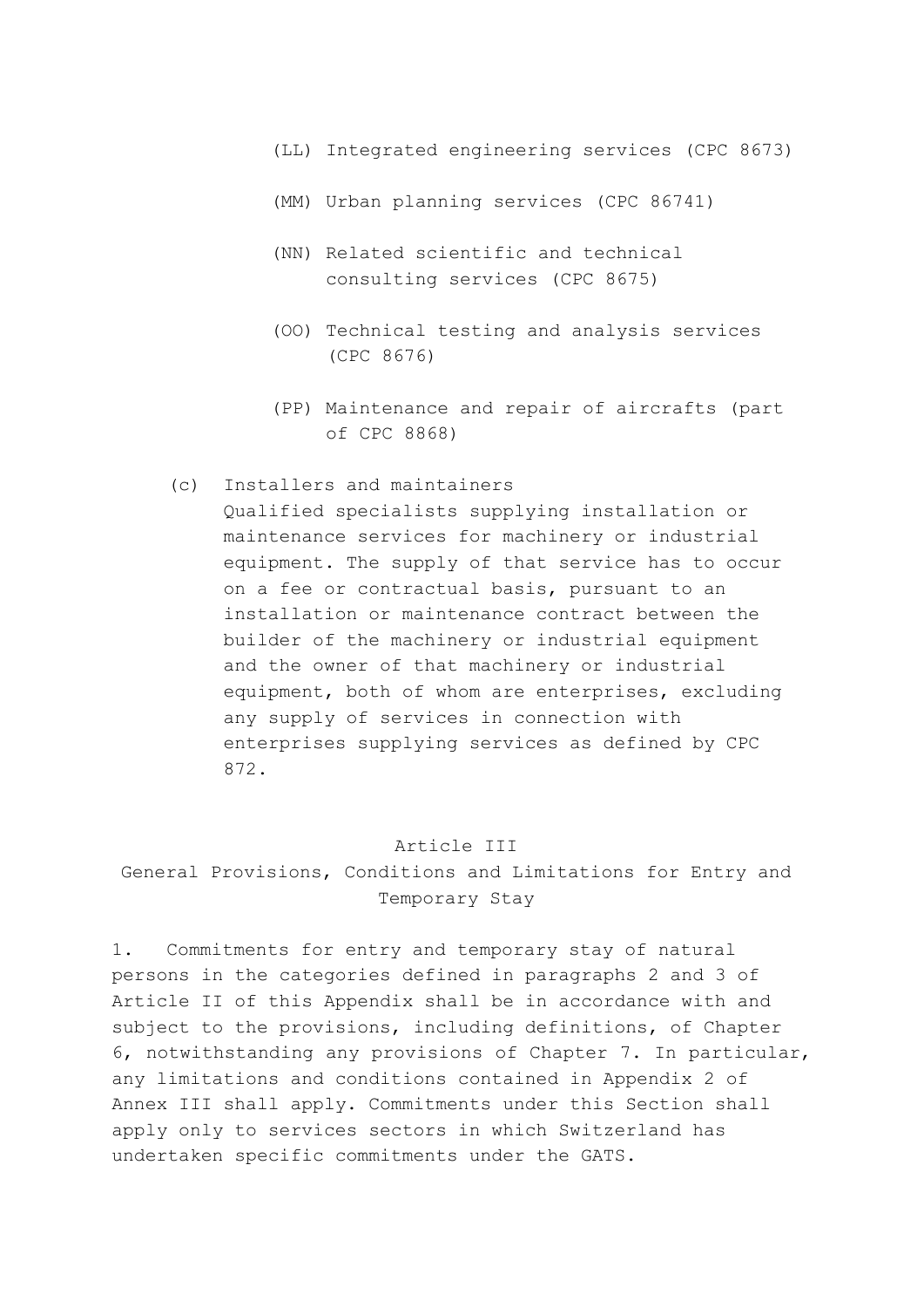(LL) Integrated engineering services (CPC 8673)

(MM) Urban planning services (CPC 86741)

(NN) Related scientific and technical consulting services (CPC 8675)

(OO) Technical testing and analysis services (CPC 8676)

(PP) Maintenance and repair of aircrafts (part of CPC 8868)

(c) Installers and maintainers
Qualified specialists supplying installation or maintenance services for machinery or industrial equipment. The supply of that service has to occur on a fee or contractual basis, pursuant to an installation or maintenance contract between the builder of the machinery or industrial equipment and the owner of that machinery or industrial equipment, both of whom are enterprises, excluding any supply of services in connection with enterprises supplying services as defined by CPC 872.

## Article III
## General Provisions, Conditions and Limitations for Entry and Temporary Stay

1. Commitments for entry and temporary stay of natural persons in the categories defined in paragraphs 2 and 3 of Article II of this Appendix shall be in accordance with and subject to the provisions, including definitions, of Chapter 6, notwithstanding any provisions of Chapter 7. In particular, any limitations and conditions contained in Appendix 2 of Annex III shall apply. Commitments under this Section shall apply only to services sectors in which Switzerland has undertaken specific commitments under the GATS.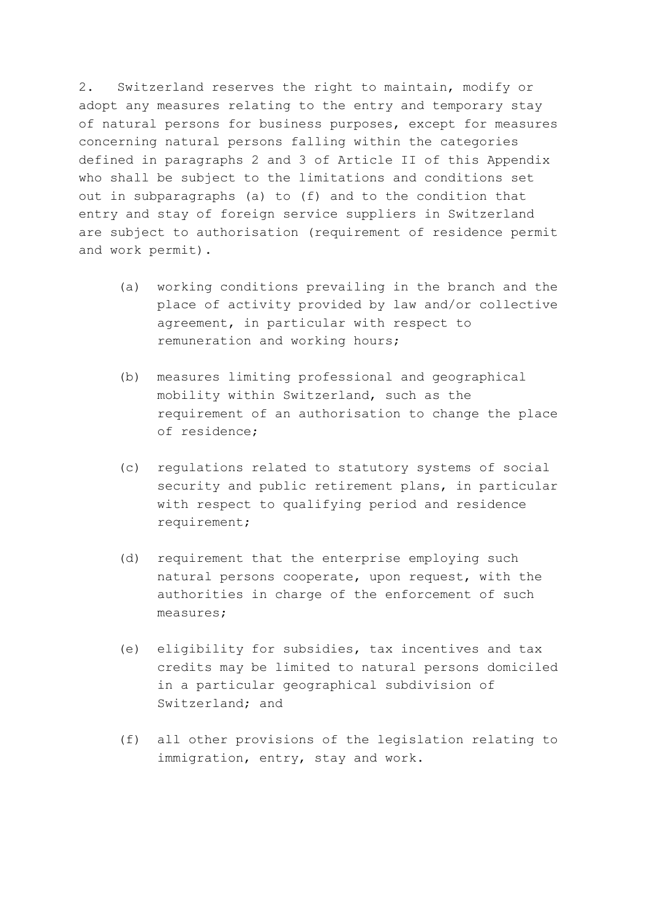2. Switzerland reserves the right to maintain, modify or adopt any measures relating to the entry and temporary stay of natural persons for business purposes, except for measures concerning natural persons falling within the categories defined in paragraphs 2 and 3 of Article II of this Appendix who shall be subject to the limitations and conditions set out in subparagraphs (a) to (f) and to the condition that entry and stay of foreign service suppliers in Switzerland are subject to authorisation (requirement of residence permit and work permit).

(a) working conditions prevailing in the branch and the place of activity provided by law and/or collective agreement, in particular with respect to remuneration and working hours;

(b) measures limiting professional and geographical mobility within Switzerland, such as the requirement of an authorisation to change the place of residence;

(c) regulations related to statutory systems of social security and public retirement plans, in particular with respect to qualifying period and residence requirement;

(d) requirement that the enterprise employing such natural persons cooperate, upon request, with the authorities in charge of the enforcement of such measures;

(e) eligibility for subsidies, tax incentives and tax credits may be limited to natural persons domiciled in a particular geographical subdivision of Switzerland; and

(f) all other provisions of the legislation relating to immigration, entry, stay and work.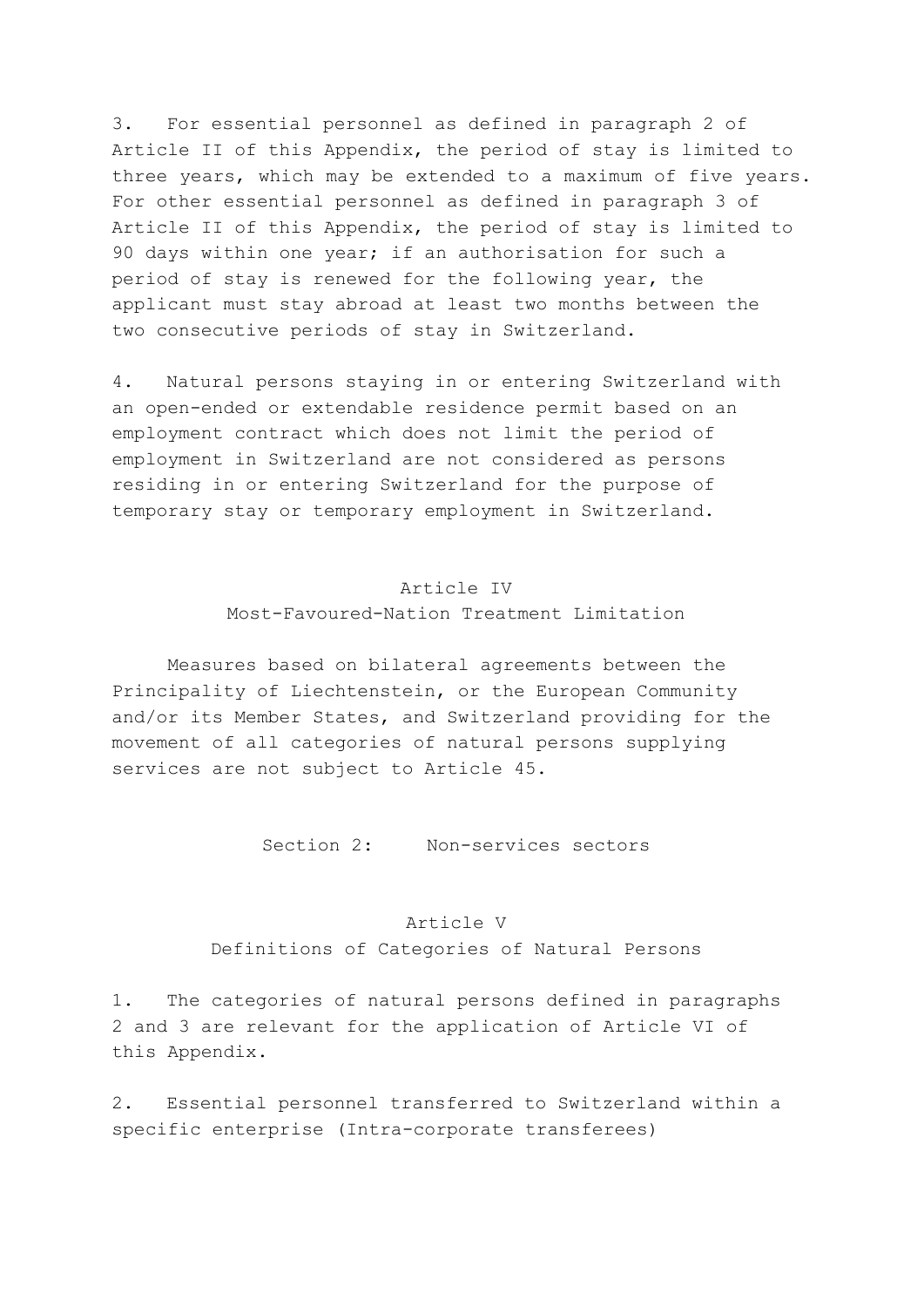3. For essential personnel as defined in paragraph 2 of Article II of this Appendix, the period of stay is limited to three years, which may be extended to a maximum of five years. For other essential personnel as defined in paragraph 3 of Article II of this Appendix, the period of stay is limited to 90 days within one year; if an authorisation for such a period of stay is renewed for the following year, the applicant must stay abroad at least two months between the two consecutive periods of stay in Switzerland.

4. Natural persons staying in or entering Switzerland with an open-ended or extendable residence permit based on an employment contract which does not limit the period of employment in Switzerland are not considered as persons residing in or entering Switzerland for the purpose of temporary stay or temporary employment in Switzerland.

## Article IV
### Most-Favoured-Nation Treatment Limitation

Measures based on bilateral agreements between the Principality of Liechtenstein, or the European Community and/or its Member States, and Switzerland providing for the movement of all categories of natural persons supplying services are not subject to Article 45.

## Section 2: Non-services sectors

## Article V
### Definitions of Categories of Natural Persons

1. The categories of natural persons defined in paragraphs 2 and 3 are relevant for the application of Article VI of this Appendix.

2. Essential personnel transferred to Switzerland within a specific enterprise (Intra-corporate transferees)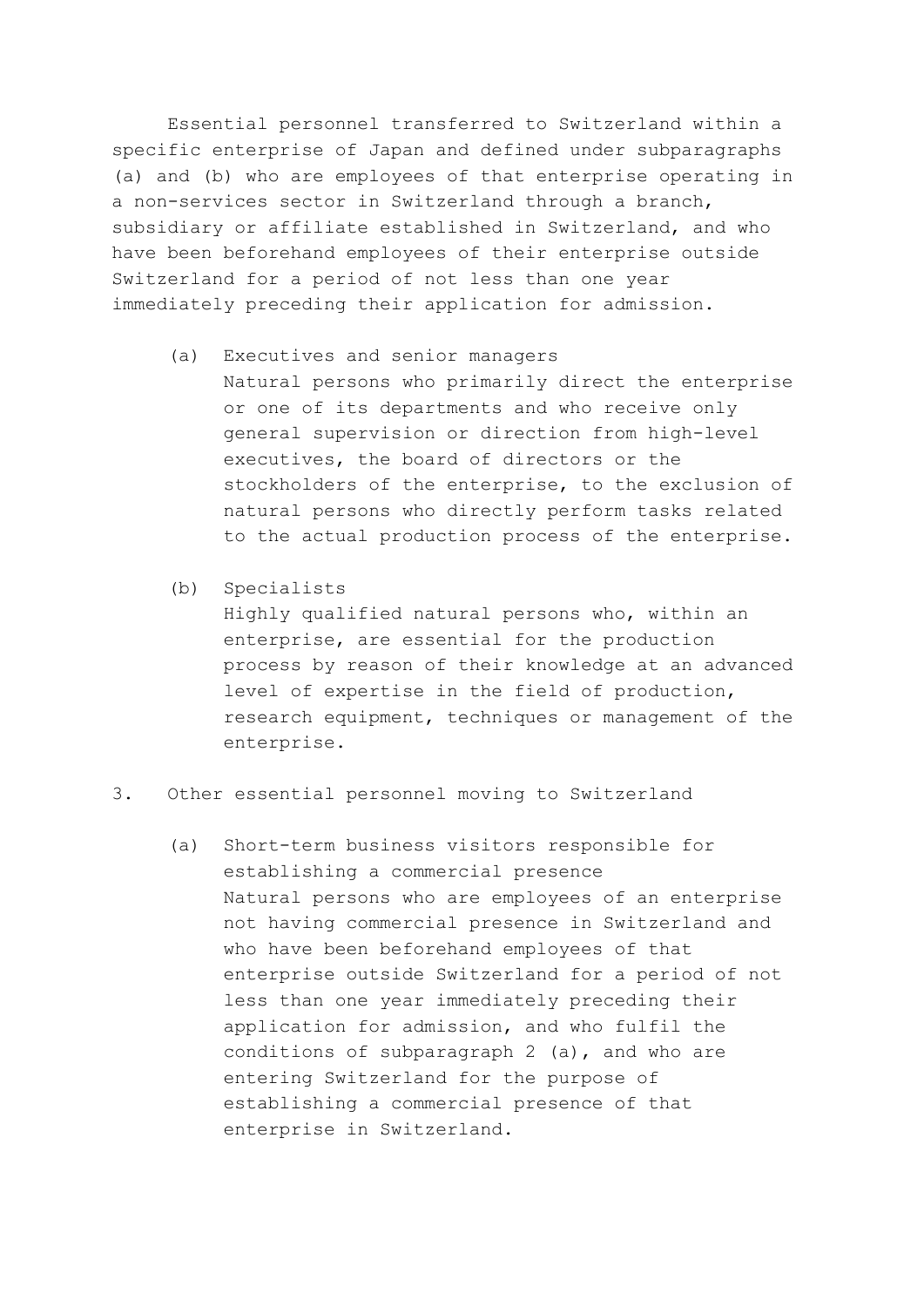Essential personnel transferred to Switzerland within a specific enterprise of Japan and defined under subparagraphs (a) and (b) who are employees of that enterprise operating in a non-services sector in Switzerland through a branch, subsidiary or affiliate established in Switzerland, and who have been beforehand employees of their enterprise outside Switzerland for a period of not less than one year immediately preceding their application for admission.

(a) Executives and senior managers
Natural persons who primarily direct the enterprise or one of its departments and who receive only general supervision or direction from high-level executives, the board of directors or the stockholders of the enterprise, to the exclusion of natural persons who directly perform tasks related to the actual production process of the enterprise.

(b) Specialists
Highly qualified natural persons who, within an enterprise, are essential for the production process by reason of their knowledge at an advanced level of expertise in the field of production, research equipment, techniques or management of the enterprise.

3. Other essential personnel moving to Switzerland

(a) Short-term business visitors responsible for establishing a commercial presence
Natural persons who are employees of an enterprise not having commercial presence in Switzerland and who have been beforehand employees of that enterprise outside Switzerland for a period of not less than one year immediately preceding their application for admission, and who fulfil the conditions of subparagraph 2 (a), and who are entering Switzerland for the purpose of establishing a commercial presence of that enterprise in Switzerland.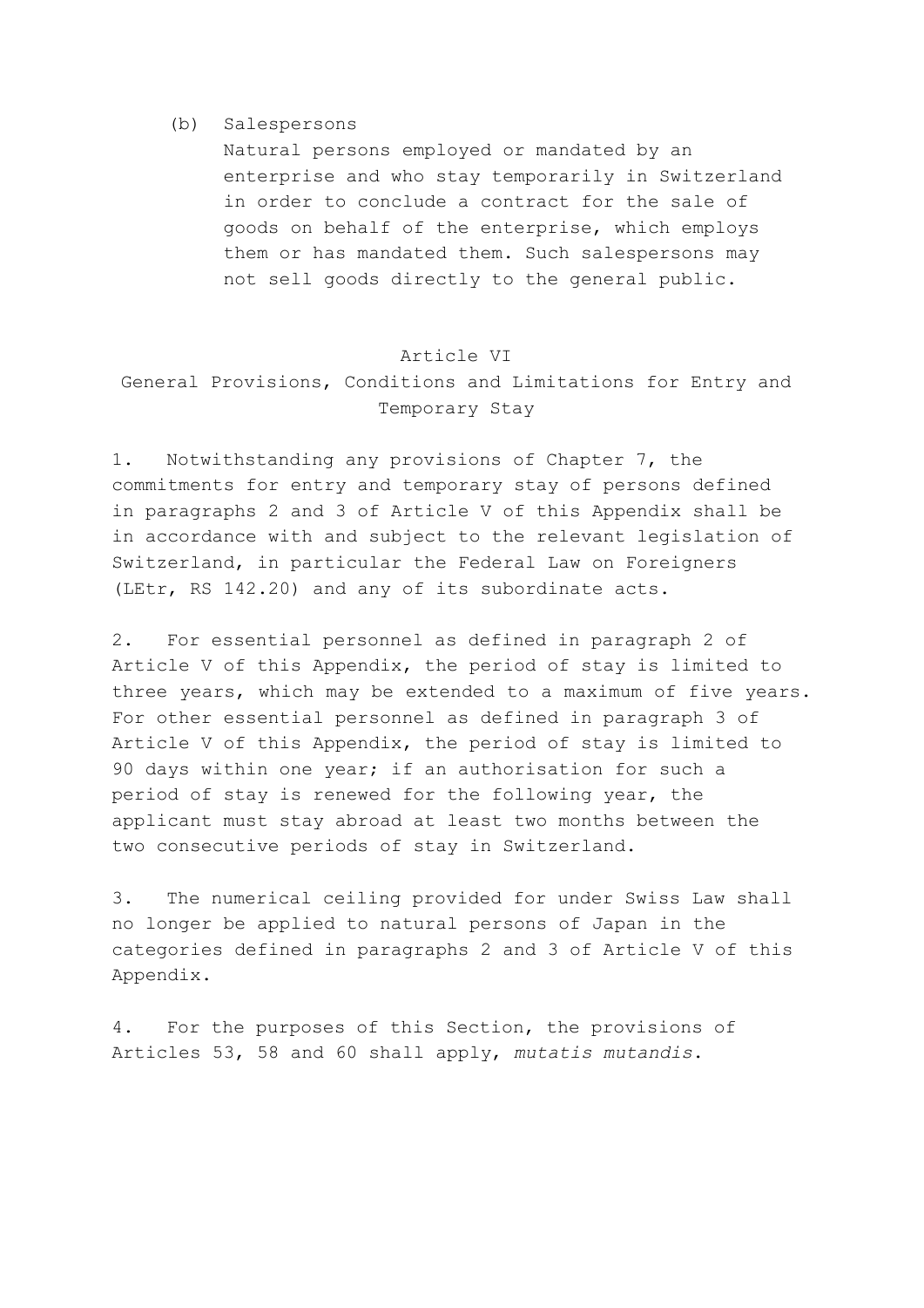(b) Salespersons

Natural persons employed or mandated by an enterprise and who stay temporarily in Switzerland in order to conclude a contract for the sale of goods on behalf of the enterprise, which employs them or has mandated them. Such salespersons may not sell goods directly to the general public.

## Article VI
## General Provisions, Conditions and Limitations for Entry and Temporary Stay

1. Notwithstanding any provisions of Chapter 7, the commitments for entry and temporary stay of persons defined in paragraphs 2 and 3 of Article V of this Appendix shall be in accordance with and subject to the relevant legislation of Switzerland, in particular the Federal Law on Foreigners (LEtr, RS 142.20) and any of its subordinate acts.

2. For essential personnel as defined in paragraph 2 of Article V of this Appendix, the period of stay is limited to three years, which may be extended to a maximum of five years. For other essential personnel as defined in paragraph 3 of Article V of this Appendix, the period of stay is limited to 90 days within one year; if an authorisation for such a period of stay is renewed for the following year, the applicant must stay abroad at least two months between the two consecutive periods of stay in Switzerland.

3. The numerical ceiling provided for under Swiss Law shall no longer be applied to natural persons of Japan in the categories defined in paragraphs 2 and 3 of Article V of this Appendix.

4. For the purposes of this Section, the provisions of Articles 53, 58 and 60 shall apply, *mutatis mutandis*.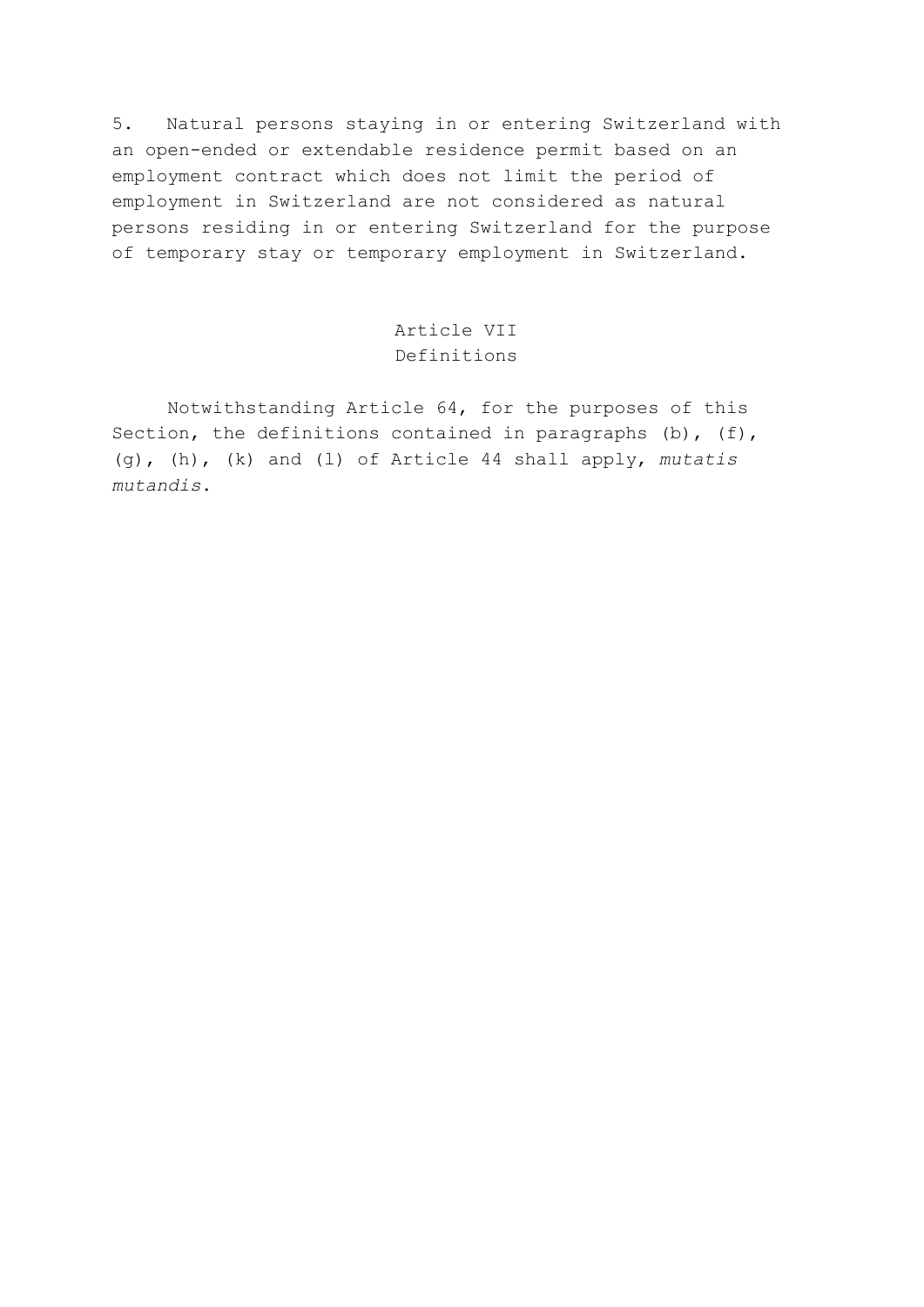5. Natural persons staying in or entering Switzerland with an open-ended or extendable residence permit based on an employment contract which does not limit the period of employment in Switzerland are not considered as natural persons residing in or entering Switzerland for the purpose of temporary stay or temporary employment in Switzerland.

## Article VII
## Definitions

Notwithstanding Article 64, for the purposes of this Section, the definitions contained in paragraphs (b), (f), (g), (h), (k) and (l) of Article 44 shall apply, *mutatis mutandis*.